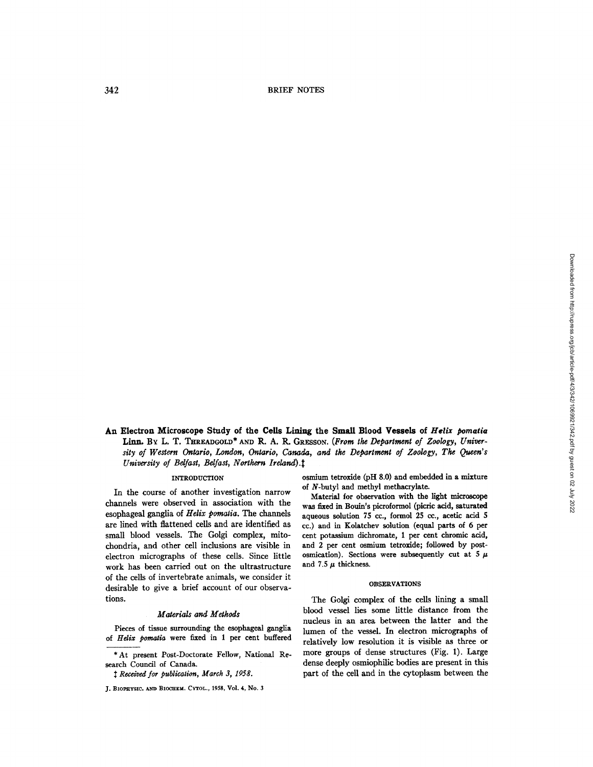**An Electron Microscope Study of the Cells Lining the Small Blood Vessels of *Helix pomatia* Linn.** By L. T. Threadgold* and R. A. R. Gresson. (*From the Department of Zoology, University of Western Ontario, London, Ontario, Canada, and the Department of Zoology, The Queen's University of Belfast, Belfast, Northern Ireland*).‡

## INTRODUCTION

In the course of another investigation narrow channels were observed in association with the esophageal ganglia of *Helix pomatia*. The channels are lined with flattened cells and are identified as small blood vessels. The Golgi complex, mitochondria, and other cell inclusions are visible in electron micrographs of these cells. Since little work has been carried out on the ultrastructure of the cells of invertebrate animals, we consider it desirable to give a brief account of our observations.

### *Materials and Methods*

Pieces of tissue surrounding the esophageal ganglia of *Helix pomatia* were fixed in 1 per cent buffered osmium tetroxide (pH 8.0) and embedded in a mixture of *N*-butyl and methyl methacrylate.

Material for observation with the light microscope was fixed in Bouin's picroformol (picric acid, saturated aqueous solution 75 cc., formol 25 cc., acetic acid 5 cc.) and in Kolatchev solution (equal parts of 6 per cent potassium dichromate, 1 per cent chromic acid, and 2 per cent osmium tetroxide; followed by post-osmication). Sections were subsequently cut at 5 $\mu$ and 7.5 $\mu$ thickness.

## OBSERVATIONS

The Golgi complex of the cells lining a small blood vessel lies some little distance from the nucleus in an area between the latter and the lumen of the vessel. In electron micrographs of relatively low resolution it is visible as three or more groups of dense structures (Fig. 1). Large dense deeply osmiophilic bodies are present in this part of the cell and in the cytoplasm between the

---

* At present Post-Doctorate Fellow, National Research Council of Canada.

‡ *Received for publication, March 3, 1958.*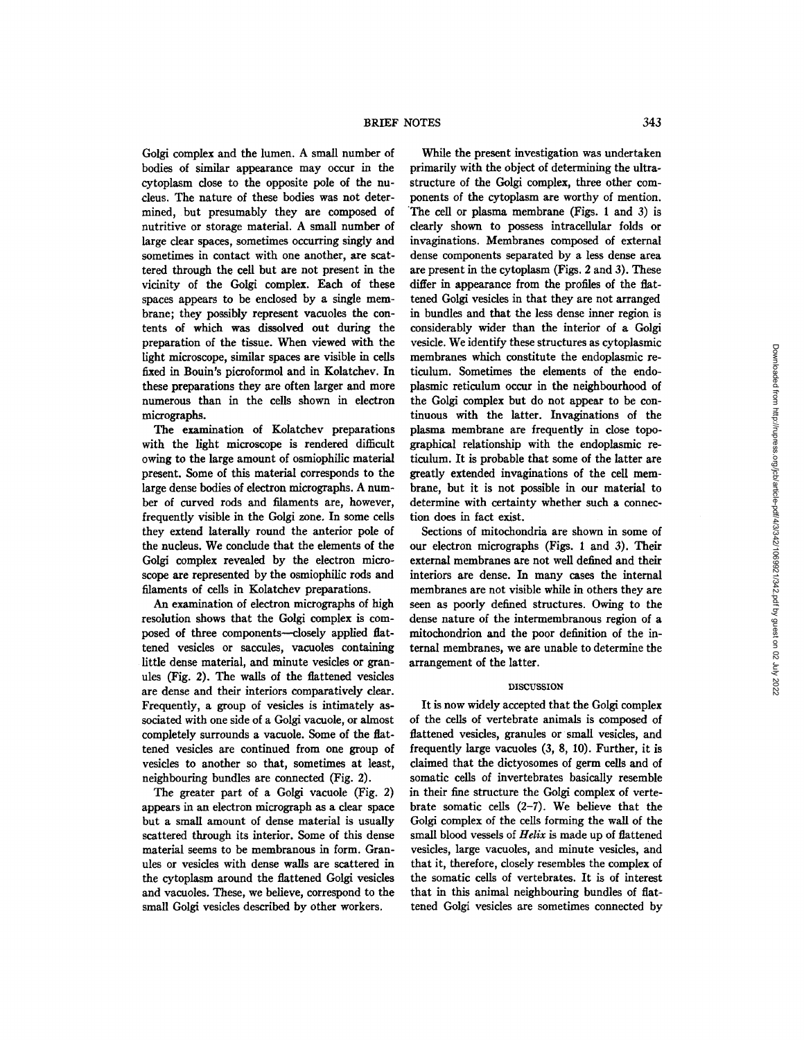Golgi complex and the lumen. A small number of bodies of similar appearance may occur in the cytoplasm close to the opposite pole of the nucleus. The nature of these bodies was not determined, but presumably they are composed of nutritive or storage material. A small number of large clear spaces, sometimes occurring singly and sometimes in contact with one another, are scattered through the cell but are not present in the vicinity of the Golgi complex. Each of these spaces appears to be enclosed by a single membrane; they possibly represent vacuoles the contents of which was dissolved out during the preparation of the tissue. When viewed with the light microscope, similar spaces are visible in cells fixed in Bouin's picroformol and in Kolatchev. In these preparations they are often larger and more numerous than in the cells shown in electron micrographs.

The examination of Kolatchev preparations with the light microscope is rendered difficult owing to the large amount of osmiophilic material present. Some of this material corresponds to the large dense bodies of electron micrographs. A number of curved rods and filaments are, however, frequently visible in the Golgi zone. In some cells they extend laterally round the anterior pole of the nucleus. We conclude that the elements of the Golgi complex revealed by the electron microscope are represented by the osmiophilic rods and filaments of cells in Kolatchev preparations.

An examination of electron micrographs of high resolution shows that the Golgi complex is composed of three components—closely applied flattened vesicles or saccules, vacuoles containing little dense material, and minute vesicles or granules (Fig. 2). The walls of the flattened vesicles are dense and their interiors comparatively clear. Frequently, a group of vesicles is intimately associated with one side of a Golgi vacuole, or almost completely surrounds a vacuole. Some of the flattened vesicles are continued from one group of vesicles to another so that, sometimes at least, neighbouring bundles are connected (Fig. 2).

The greater part of a Golgi vacuole (Fig. 2) appears in an electron micrograph as a clear space but a small amount of dense material is usually scattered through its interior. Some of this dense material seems to be membranous in form. Granules or vesicles with dense walls are scattered in the cytoplasm around the flattened Golgi vesicles and vacuoles. These, we believe, correspond to the small Golgi vesicles described by other workers.

While the present investigation was undertaken primarily with the object of determining the ultrastructure of the Golgi complex, three other components of the cytoplasm are worthy of mention. The cell or plasma membrane (Figs. 1 and 3) is clearly shown to possess intracellular folds or invaginations. Membranes composed of external dense components separated by a less dense area are present in the cytoplasm (Figs. 2 and 3). These differ in appearance from the profiles of the flattened Golgi vesicles in that they are not arranged in bundles and that the less dense inner region is considerably wider than the interior of a Golgi vesicle. We identify these structures as cytoplasmic membranes which constitute the endoplasmic reticulum. Sometimes the elements of the endoplasmic reticulum occur in the neighbourhood of the Golgi complex but do not appear to be continuous with the latter. Invaginations of the plasma membrane are frequently in close topographical relationship with the endoplasmic reticulum. It is probable that some of the latter are greatly extended invaginations of the cell membrane, but it is not possible in our material to determine with certainty whether such a connection does in fact exist.

Sections of mitochondria are shown in some of our electron micrographs (Figs. 1 and 3). Their external membranes are not well defined and their interiors are dense. In many cases the internal membranes are not visible while in others they are seen as poorly defined structures. Owing to the dense nature of the intermembranous region of a mitochondrion and the poor definition of the internal membranes, we are unable to determine the arrangement of the latter.

## DISCUSSION

It is now widely accepted that the Golgi complex of the cells of vertebrate animals is composed of flattened vesicles, granules or small vesicles, and frequently large vacuoles (3, 8, 10). Further, it is claimed that the dictyosomes of germ cells and of somatic cells of invertebrates basically resemble in their fine structure the Golgi complex of vertebrate somatic cells (2–7). We believe that the Golgi complex of the cells forming the wall of the small blood vessels of *Helix* is made up of flattened vesicles, large vacuoles, and minute vesicles, and that it, therefore, closely resembles the complex of the somatic cells of vertebrates. It is of interest that in this animal neighbouring bundles of flattened Golgi vesicles are sometimes connected by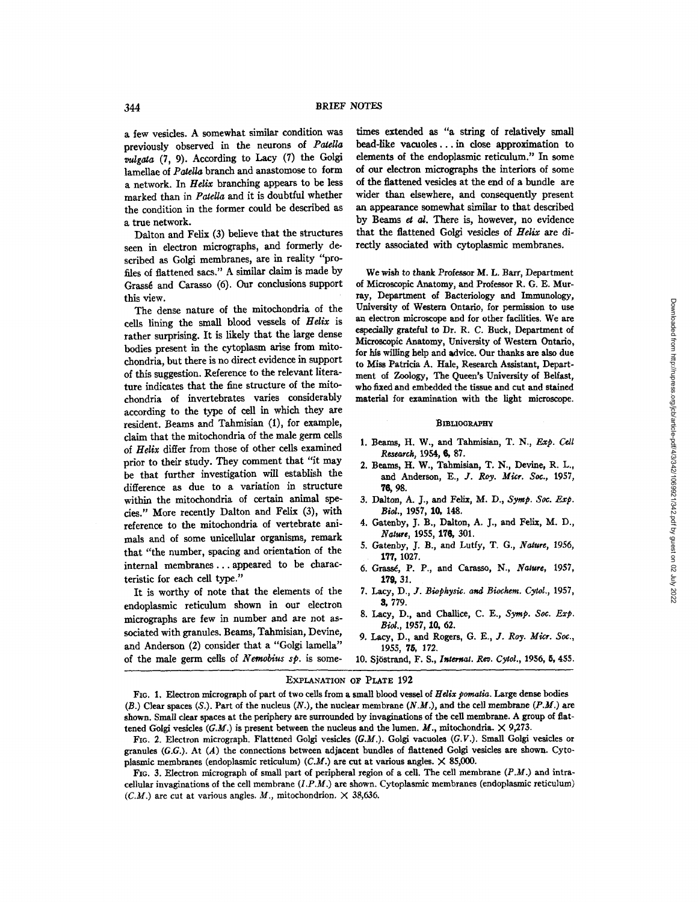a few vesicles. A somewhat similar condition was previously observed in the neurons of *Patella vulgata* (7, 9). According to Lacy (7) the Golgi lamellae of *Patella* branch and anastomose to form a network. In *Helix* branching appears to be less marked than in *Patella* and it is doubtful whether the condition in the former could be described as a true network.

Dalton and Felix (3) believe that the structures seen in electron micrographs, and formerly described as Golgi membranes, are in reality "profiles of flattened sacs." A similar claim is made by Grassé and Carasso (6). Our conclusions support this view.

The dense nature of the mitochondria of the cells lining the small blood vessels of *Helix* is rather surprising. It is likely that the large dense bodies present in the cytoplasm arise from mitochondria, but there is no direct evidence in support of this suggestion. Reference to the relevant literature indicates that the fine structure of the mitochondria of invertebrates varies considerably according to the type of cell in which they are resident. Beams and Tahmisian (1), for example, claim that the mitochondria of the male germ cells of *Helix* differ from those of other cells examined prior to their study. They comment that "it may be that further investigation will establish the difference as due to a variation in structure within the mitochondria of certain animal species." More recently Dalton and Felix (3), with reference to the mitochondria of vertebrate animals and of some unicellular organisms, remark that "the number, spacing and orientation of the internal membranes ... appeared to be characteristic for each cell type."

It is worthy of note that the elements of the endoplasmic reticulum shown in our electron micrographs are few in number and are not associated with granules. Beams, Tahmisian, Devine, and Anderson (2) consider that a "Golgi lamella" of the male germ cells of *Nemobius sp.* is sometimes extended as "a string of relatively small bead-like vacuoles ... in close approximation to elements of the endoplasmic reticulum." In some of our electron micrographs the interiors of some of the flattened vesicles at the end of a bundle are wider than elsewhere, and consequently present an appearance somewhat similar to that described by Beams *et al.* There is, however, no evidence that the flattened Golgi vesicles of *Helix* are directly associated with cytoplasmic membranes.

We wish to thank Professor M. L. Barr, Department of Microscopic Anatomy, and Professor R. G. E. Murray, Department of Bacteriology and Immunology, University of Western Ontario, for permission to use an electron microscope and for other facilities. We are especially grateful to Dr. R. C. Buck, Department of Microscopic Anatomy, University of Western Ontario, for his willing help and advice. Our thanks are also due to Miss Patricia A. Hale, Research Assistant, Department of Zoology, The Queen's University of Belfast, who fixed and embedded the tissue and cut and stained material for examination with the light microscope.

## Bibliography

1. Beams, H. W., and Tahmisian, T. N., *Exp. Cell Research*, 1954, **6**, 87.
2. Beams, H. W., Tahmisian, T. N., Devine, R. L., and Anderson, E., *J. Roy. Micr. Soc.*, 1957, **76**, 98.
3. Dalton, A. J., and Felix, M. D., *Symp. Soc. Exp. Biol.*, 1957, **10**, 148.
4. Gatenby, J. B., Dalton, A. J., and Felix, M. D., *Nature*, 1955, **176**, 301.
5. Gatenby, J. B., and Lutfy, T. G., *Nature*, 1956, **177**, 1027.
6. Grassé, P. P., and Carasso, N., *Nature*, 1957, **179**, 31.
7. Lacy, D., *J. Biophysic. and Biochem. Cytol.*, 1957, **3**, 779.
8. Lacy, D., and Challice, C. E., *Symp. Soc. Exp. Biol.*, 1957, **10**, 62.
9. Lacy, D., and Rogers, G. E., *J. Roy. Micr. Soc.*, 1955, **75**, 172.
10. Sjöstrand, F. S., *Internat. Rev. Cytol.*, 1956, **5**, 455.

## Explanation of Plate 192

Fig. 1. Electron micrograph of part of two cells from a small blood vessel of *Helix pomatia*. Large dense bodies (*B.*) Clear spaces (*S.*). Part of the nucleus (*N.*), the nuclear membrane (*N.M.*), and the cell membrane (*P.M.*) are shown. Small clear spaces at the periphery are surrounded by invaginations of the cell membrane. A group of flattened Golgi vesicles (*G.M.*) is present between the nucleus and the lumen. *M.*, mitochondria. × 9,273.

Fig. 2. Electron micrograph. Flattened Golgi vesicles (*G.M.*). Golgi vacuoles (*G.V.*). Small Golgi vesicles or granules (*G.G.*). At (*A*) the connections between adjacent bundles of flattened Golgi vesicles are shown. Cytoplasmic membranes (endoplasmic reticulum) (*C.M.*) are cut at various angles. × 85,000.

Fig. 3. Electron micrograph of small part of peripheral region of a cell. The cell membrane (*P.M.*) and intracellular invaginations of the cell membrane (*I.P.M.*) are shown. Cytoplasmic membranes (endoplasmic reticulum) (*C.M.*) are cut at various angles. *M.*, mitochondrion. × 38,636.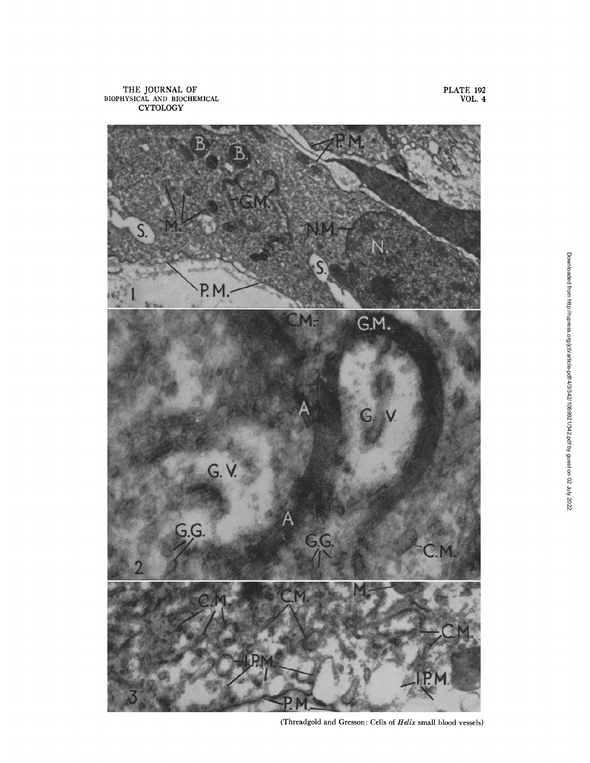(Threadgold and Gresson: Cells of *Helix* small blood vessels)